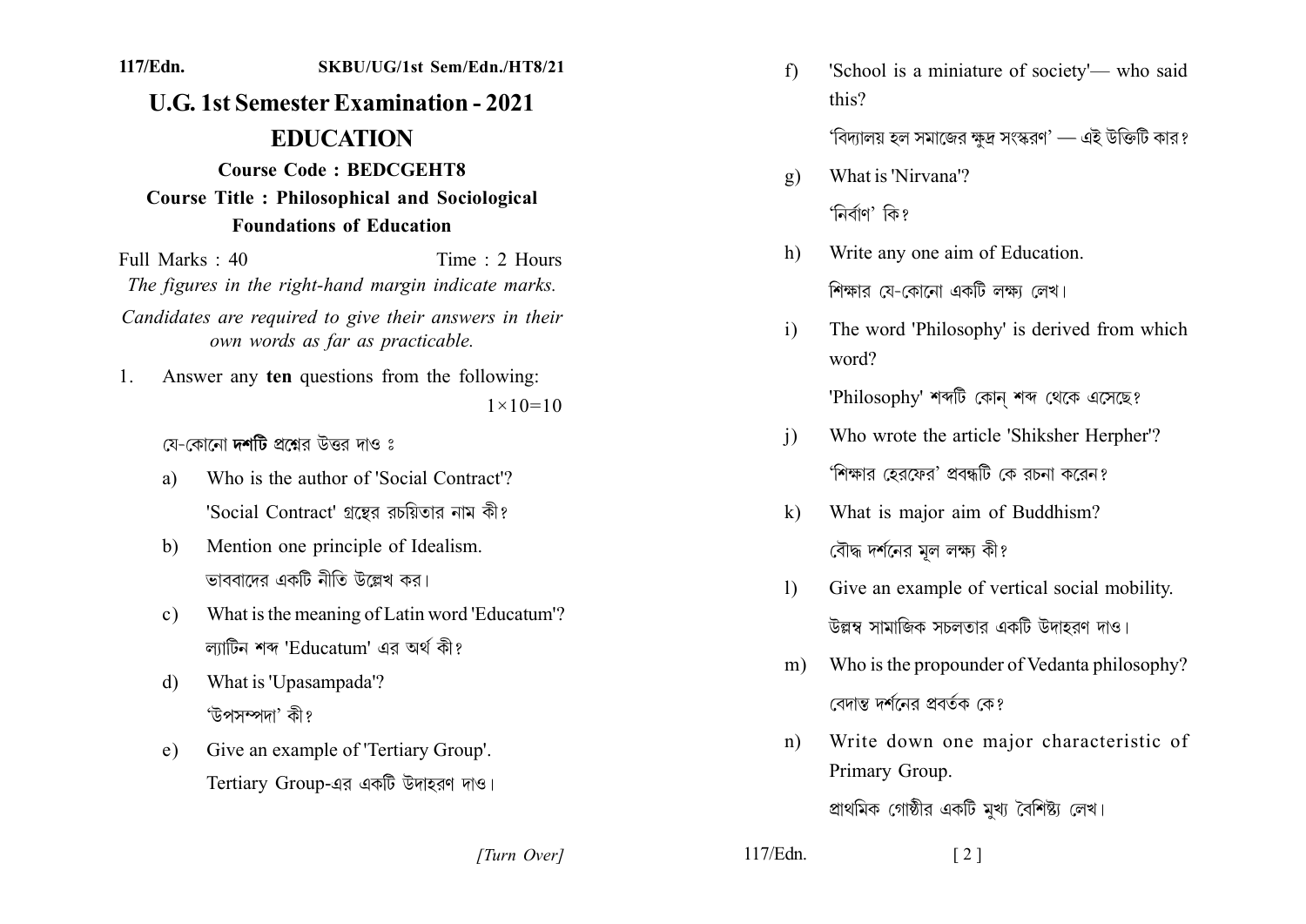117/Edn. SKBU/UG/1st Sem/Edn./HT8/21

# U.G. 1st Semester Examination - 2021

## EDUCATION

**Course Code : BEDCGEHT8**

**Course Title : Philosophical and Sociological Foundations of Education**

Full Marks : 40 Time : 2 Hours

*The figures in the right-hand margin indicate marks.*

*Candidates are required to give their answers in their own words as far as practicable.*

1. Answer any **ten** questions from the following: $1\times10=10$

   যে-কোনো **দশটি** প্রশ্নের উত্তর দাও ঃ

   a) Who is the author of 'Social Contract'?
      'Social Contract' গ্রন্থের রচয়িতার নাম কী?

   b) Mention one principle of Idealism.
      ভাববাদের একটি নীতি উল্লেখ কর।

   c) What is the meaning of Latin word 'Educatum'?
      ল্যাটিন শব্দ 'Educatum' এর অর্থ কী?

   d) What is 'Upasampada'?
      'উপসম্পদা' কী?

   e) Give an example of 'Tertiary Group'.
      Tertiary Group-এর একটি উদাহরণ দাও।

   f) 'School is a miniature of society'— who said this?
      'বিদ্যালয় হল সমাজের ক্ষুদ্র সংস্করণ' — এই উক্তিটি কার?

   g) What is 'Nirvana'?
      'নির্বাণ' কি?

   h) Write any one aim of Education.
      শিক্ষার যে-কোনো একটি লক্ষ্য লেখ।

   i) The word 'Philosophy' is derived from which word?
      'Philosophy' শব্দটি কোন্ শব্দ থেকে এসেছে?

   j) Who wrote the article 'Shiksher Herpher'?
      'শিক্ষার হেরফের' প্রবন্ধটি কে রচনা করেন?

   k) What is major aim of Buddhism?
      বৌদ্ধ দর্শনের মূল লক্ষ্য কী?

   l) Give an example of vertical social mobility.
      উল্লম্ব সামাজিক সচলতার একটি উদাহরণ দাও।

   m) Who is the propounder of Vedanta philosophy?
      বেদান্ত দর্শনের প্রবর্তক কে?

   n) Write down one major characteristic of Primary Group.
      প্রাথমিক গোষ্ঠীর একটি মুখ্য বৈশিষ্ট্য লেখ।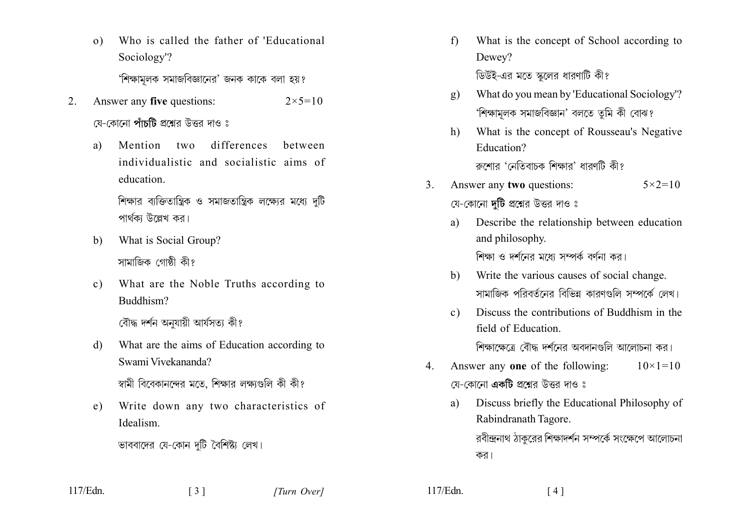o) Who is called the father of 'Educational Sociology'?

'শিক্ষামূলক সমাজবিজ্ঞানের' জনক কাকে বলা হয়?

2. Answer any **five** questions: $2 \times 5 = 10$

যে-কোনো **পাঁচটি** প্রশ্নের উত্তর দাও ঃ

a) Mention two differences between individualistic and socialistic aims of education.

শিক্ষার ব্যক্তিতান্ত্রিক ও সমাজতান্ত্রিক লক্ষ্যের মধ্যে দুটি পার্থক্য উল্লেখ কর।

b) What is Social Group?

সামাজিক গোষ্ঠী কী?

c) What are the Noble Truths according to Buddhism?

বৌদ্ধ দর্শন অনুযায়ী আর্যসত্য কী?

d) What are the aims of Education according to Swami Vivekananda?

স্বামী বিবেকানন্দের মতে, শিক্ষার লক্ষ্যগুলি কী কী?

e) Write down any two characteristics of Idealism.

ভাববাদের যে-কোন দুটি বৈশিষ্ট্য লেখ।

f) What is the concept of School according to Dewey?

ডিউই-এর মতে স্কুলের ধারণাটি কী?

g) What do you mean by 'Educational Sociology'?

'শিক্ষামূলক সমাজবিজ্ঞান' বলতে তুমি কী বোঝ?

h) What is the concept of Rousseau's Negative Education?

রুশোর 'নেতিবাচক শিক্ষার' ধারণাটি কী?

3. Answer any **two** questions: $5 \times 2 = 10$

যে-কোনো **দুটি** প্রশ্নের উত্তর দাও ঃ

a) Describe the relationship between education and philosophy.

শিক্ষা ও দর্শনের মধ্যে সম্পর্ক বর্ণনা কর।

b) Write the various causes of social change.

সামাজিক পরিবর্তনের বিভিন্ন কারণগুলি সম্পর্কে লেখ।

c) Discuss the contributions of Buddhism in the field of Education.

শিক্ষাক্ষেত্রে বৌদ্ধ দর্শনের অবদানগুলি আলোচনা কর।

4. Answer any **one** of the following: $10 \times 1 = 10$

যে-কোনো **একটি** প্রশ্নের উত্তর দাও ঃ

a) Discuss briefly the Educational Philosophy of Rabindranath Tagore.

রবীন্দ্রনাথ ঠাকুরের শিক্ষাদর্শন সম্পর্কে সংক্ষেপে আলোচনা কর।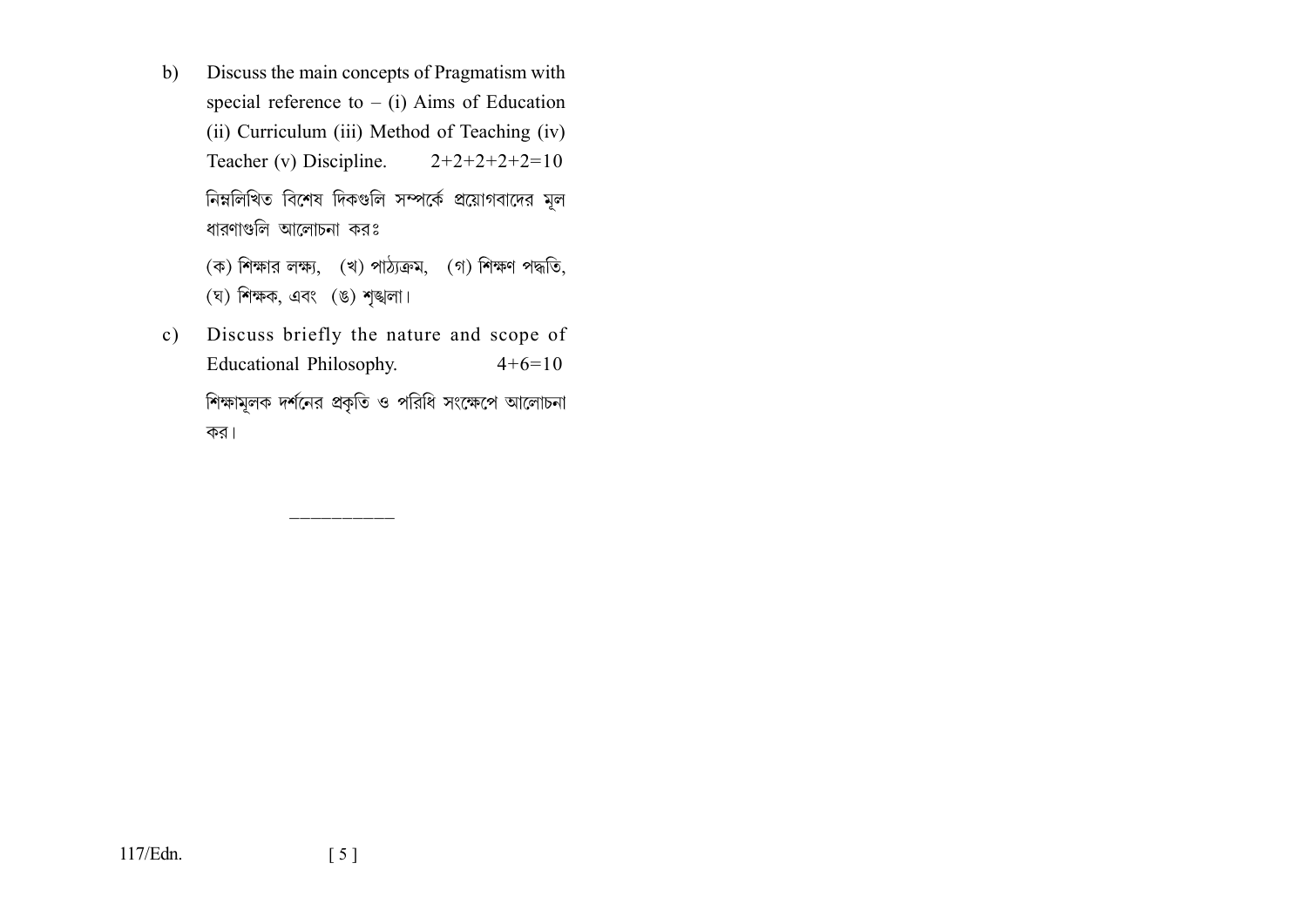b) Discuss the main concepts of Pragmatism with special reference to – (i) Aims of Education (ii) Curriculum (iii) Method of Teaching (iv) Teacher (v) Discipline. 2+2+2+2+2=10

নিম্নলিখিত বিশেষ দিকগুলি সম্পর্কে প্রয়োগবাদের মূল ধারণাগুলি আলোচনা করঃ

(ক) শিক্ষার লক্ষ্য, (খ) পাঠ্যক্রম, (গ) শিক্ষণ পদ্ধতি, (ঘ) শিক্ষক, এবং (ঙ) শৃঙ্খলা।

c) Discuss briefly the nature and scope of Educational Philosophy. 4+6=10

শিক্ষামূলক দর্শনের প্রকৃতি ও পরিধি সংক্ষেপে আলোচনা কর।

———————